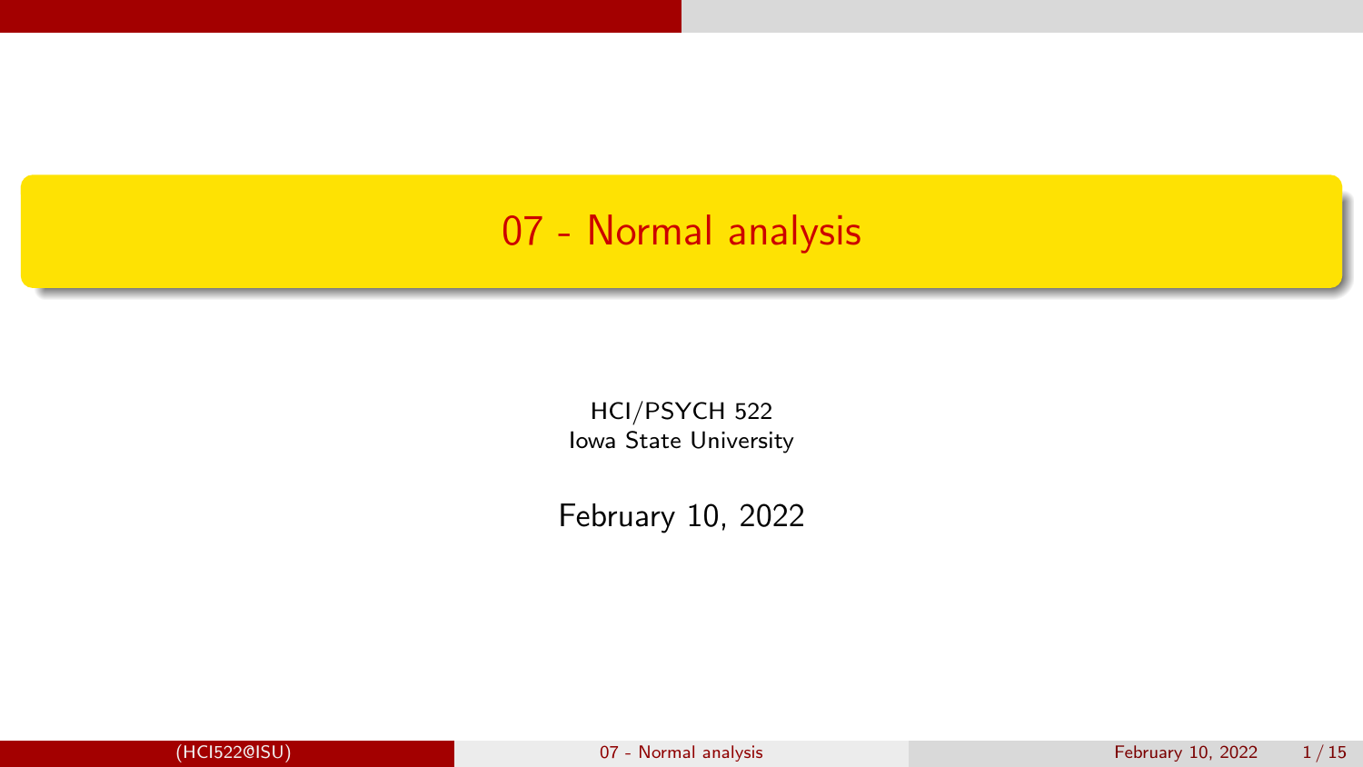# 07 - Normal analysis

HCI/PSYCH 522
Iowa State University

February 10, 2022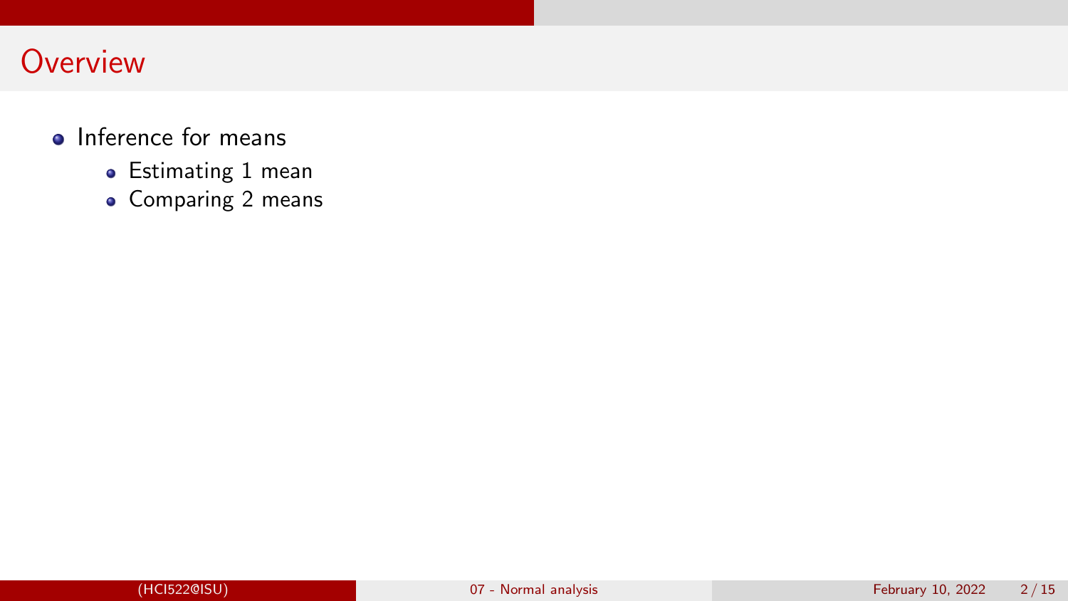# Overview

- Inference for means
  - Estimating 1 mean
  - Comparing 2 means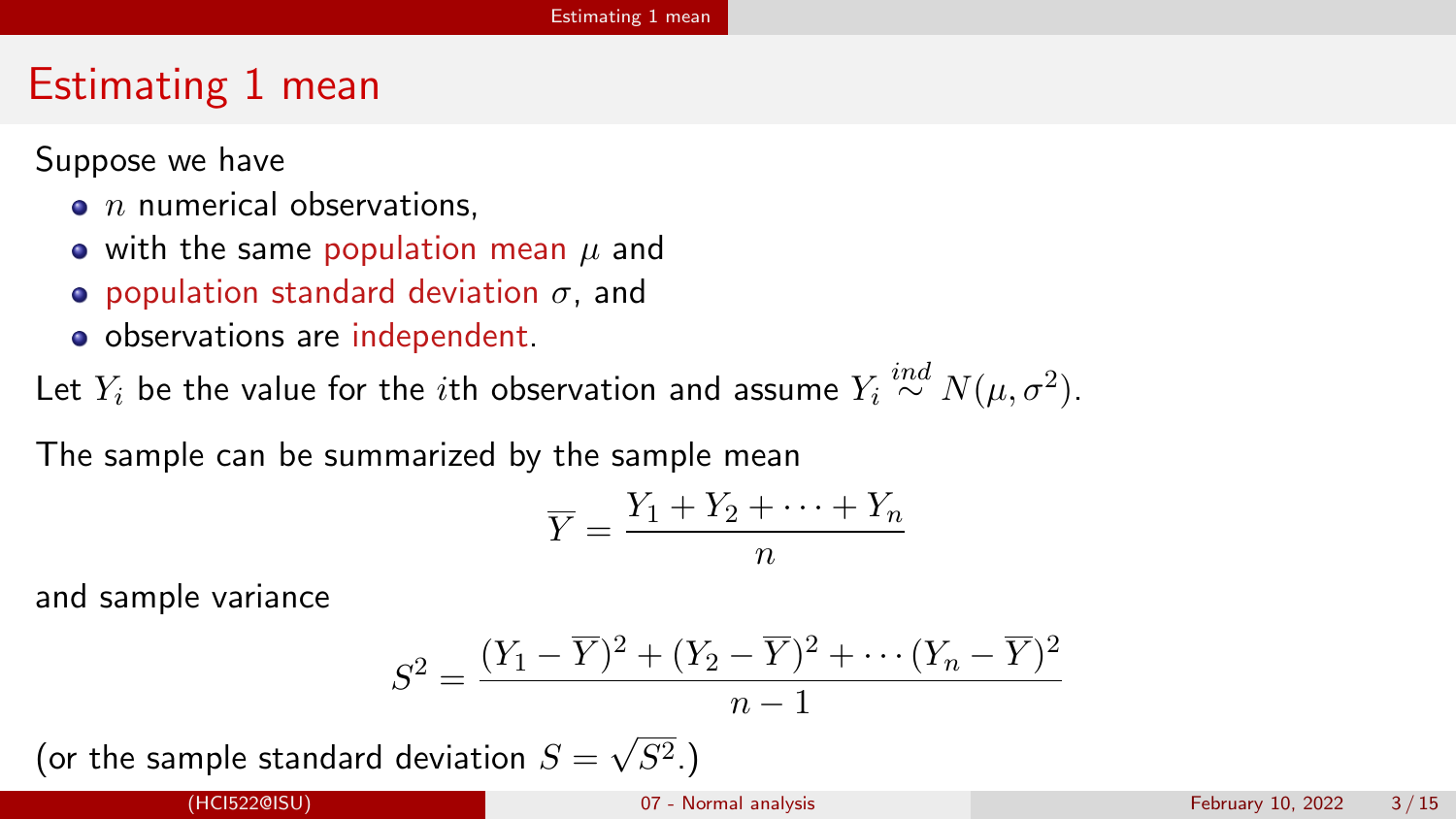# Estimating 1 mean

Suppose we have

- $n$ numerical observations,
- with the same population mean $\mu$ and
- population standard deviation $\sigma$, and
- observations are independent.

Let $Y_i$ be the value for the $i$th observation and assume $Y_i \stackrel{ind}{\sim} N(\mu, \sigma^2)$.

The sample can be summarized by the sample mean

$$\overline{Y} = \frac{Y_1 + Y_2 + \cdots + Y_n}{n}$$

and sample variance

$$S^2 = \frac{(Y_1 - \overline{Y})^2 + (Y_2 - \overline{Y})^2 + \cdots (Y_n - \overline{Y})^2}{n-1}$$

(or the sample standard deviation $S = \sqrt{S^2}$.)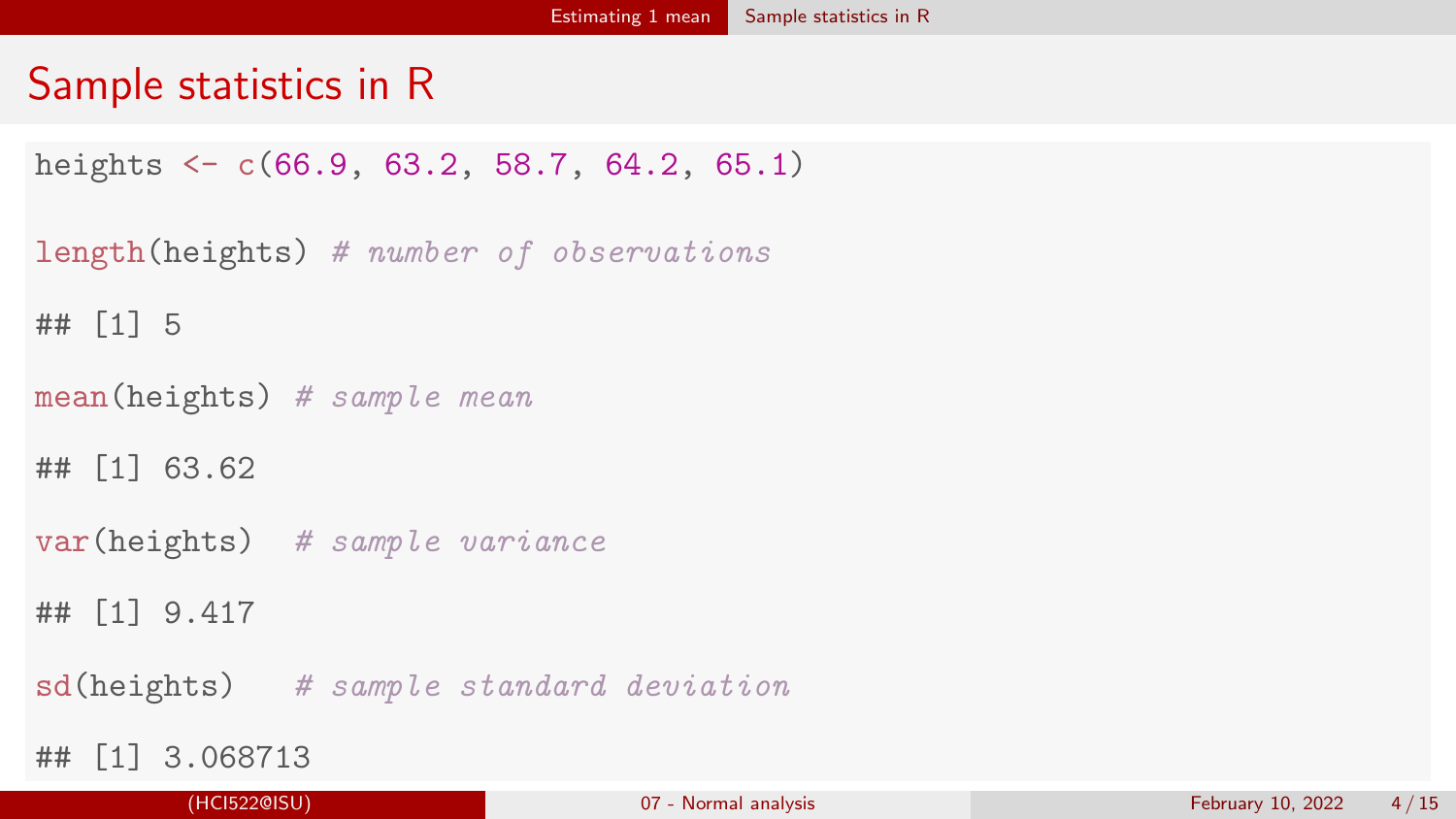# Sample statistics in R

```
heights <- c(66.9, 63.2, 58.7, 64.2, 65.1)

length(heights) # number of observations

## [1] 5

mean(heights) # sample mean

## [1] 63.62

var(heights)  # sample variance

## [1] 9.417

sd(heights)   # sample standard deviation

## [1] 3.068713
```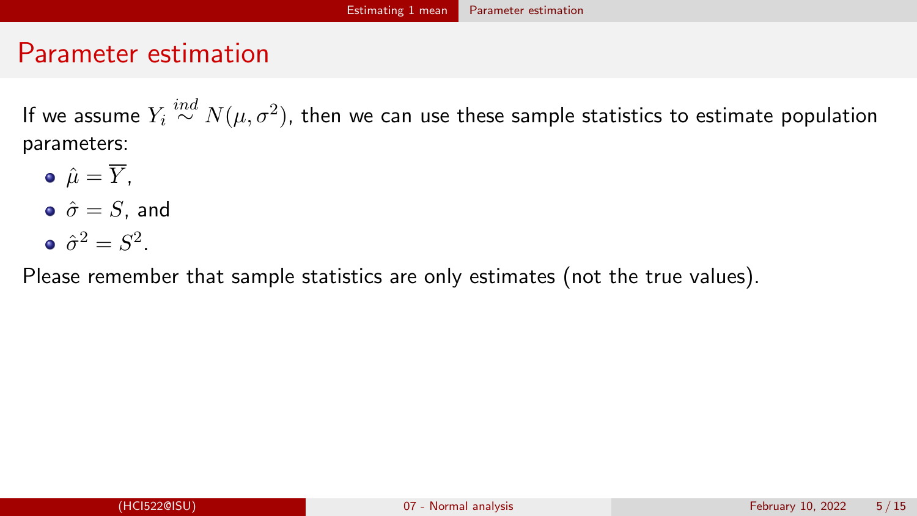# Parameter estimation

If we assume $Y_i \stackrel{ind}{\sim} N(\mu, \sigma^2)$, then we can use these sample statistics to estimate population parameters:

- $\hat{\mu} = \overline{Y}$,
- $\hat{\sigma} = S$, and
- $\hat{\sigma}^2 = S^2$.

Please remember that sample statistics are only estimates (not the true values).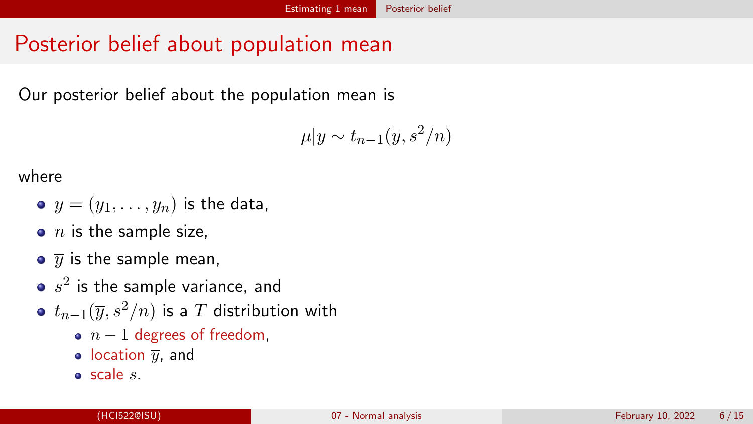# Posterior belief about population mean

Our posterior belief about the population mean is

$$\mu|y \sim t_{n-1}(\overline{y}, s^2/n)$$

where

- $y = (y_1, \ldots, y_n)$ is the data,
- $n$ is the sample size,
- $\overline{y}$ is the sample mean,
- $s^2$ is the sample variance, and
- $t_{n-1}(\overline{y}, s^2/n)$ is a $T$ distribution with
  - $n-1$ degrees of freedom,
  - location $\overline{y}$, and
  - scale $s$.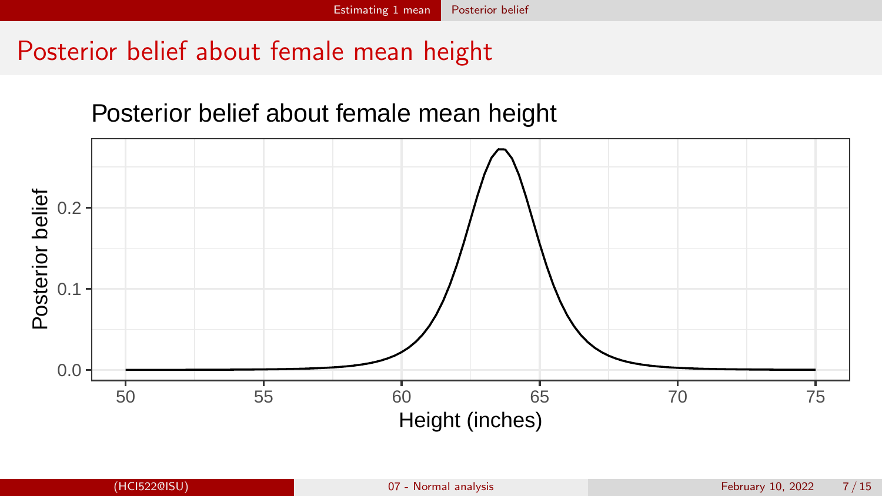# Posterior belief about female mean height

Posterior belief about female mean height

Posterior belief

0.2

0.1

0.0

50

55

60

65

70

75

Height (inches)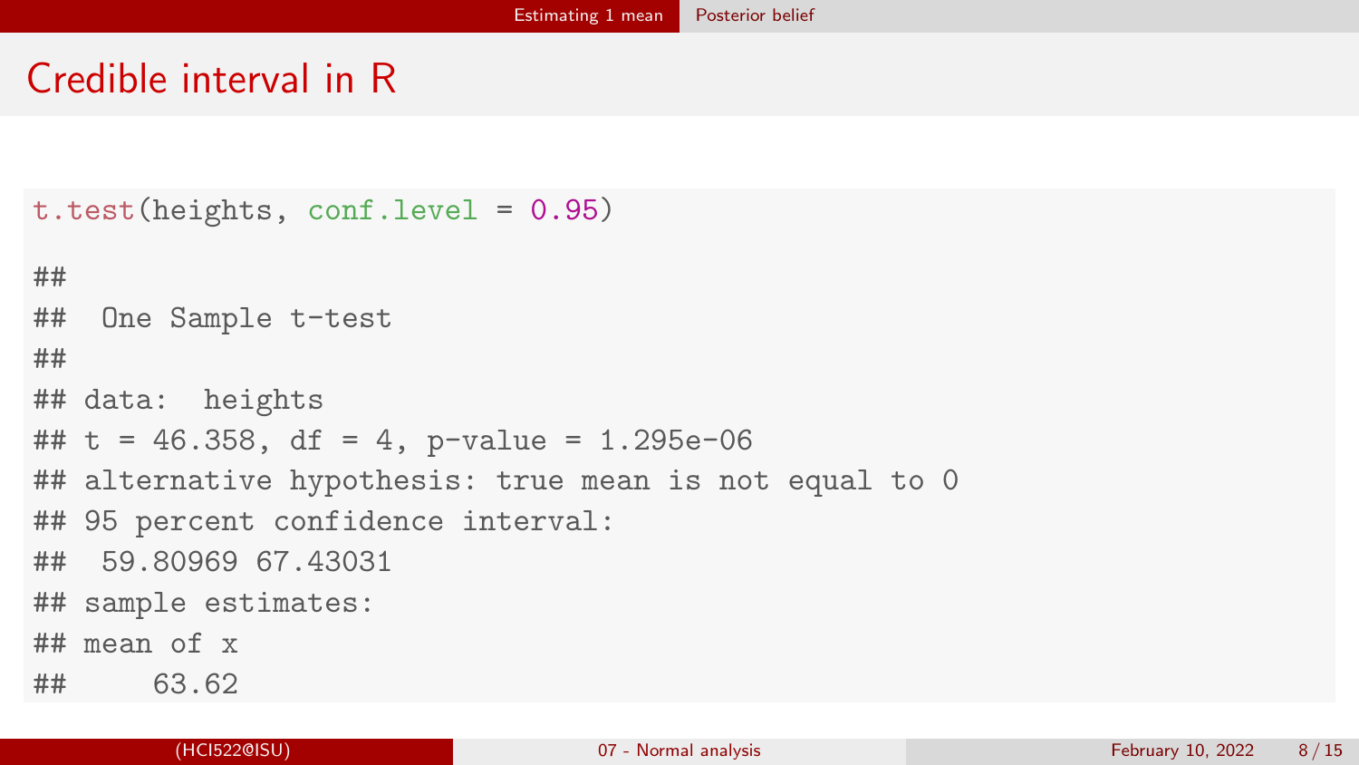# Credible interval in R

```
t.test(heights, conf.level = 0.95)

##
##  One Sample t-test
##
## data:  heights
## t = 46.358, df = 4, p-value = 1.295e-06
## alternative hypothesis: true mean is not equal to 0
## 95 percent confidence interval:
##  59.80969 67.43031
## sample estimates:
## mean of x
##     63.62
```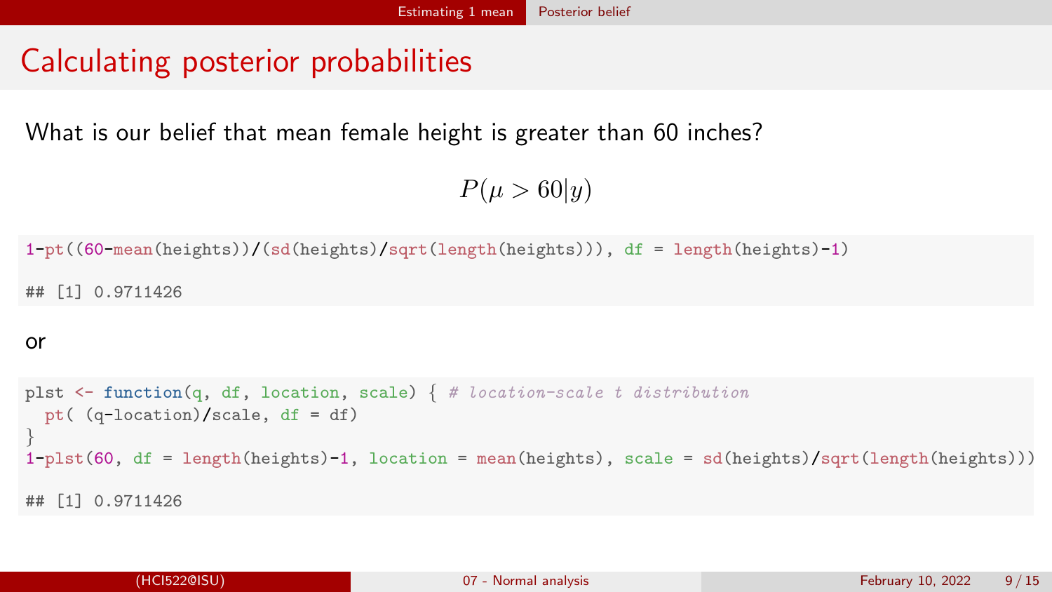# Calculating posterior probabilities

What is our belief that mean female height is greater than 60 inches?

$$P(\mu > 60|y)$$

```
1-pt((60-mean(heights))/(sd(heights)/sqrt(length(heights))), df = length(heights)-1)

## [1] 0.9711426
```

or

```
plst <- function(q, df, location, scale) { # location-scale t distribution
  pt( (q-location)/scale, df = df)
}
1-plst(60, df = length(heights)-1, location = mean(heights), scale = sd(heights)/sqrt(length(heights)))

## [1] 0.9711426
```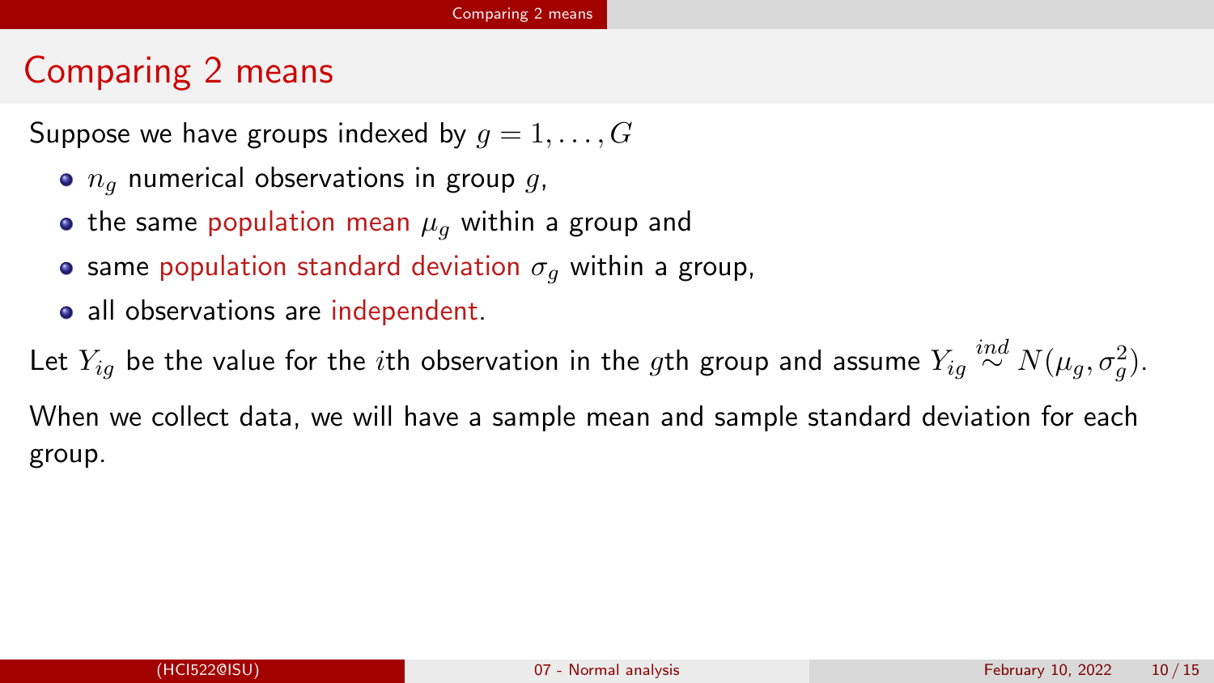# Comparing 2 means

Suppose we have groups indexed by $g = 1, \ldots, G$

- $n_g$ numerical observations in group $g$,
- the same population mean $\mu_g$ within a group and
- same population standard deviation $\sigma_g$ within a group,
- all observations are independent.

Let $Y_{ig}$ be the value for the $i$th observation in the $g$th group and assume $Y_{ig} \stackrel{ind}{\sim} N(\mu_g, \sigma_g^2)$.

When we collect data, we will have a sample mean and sample standard deviation for each group.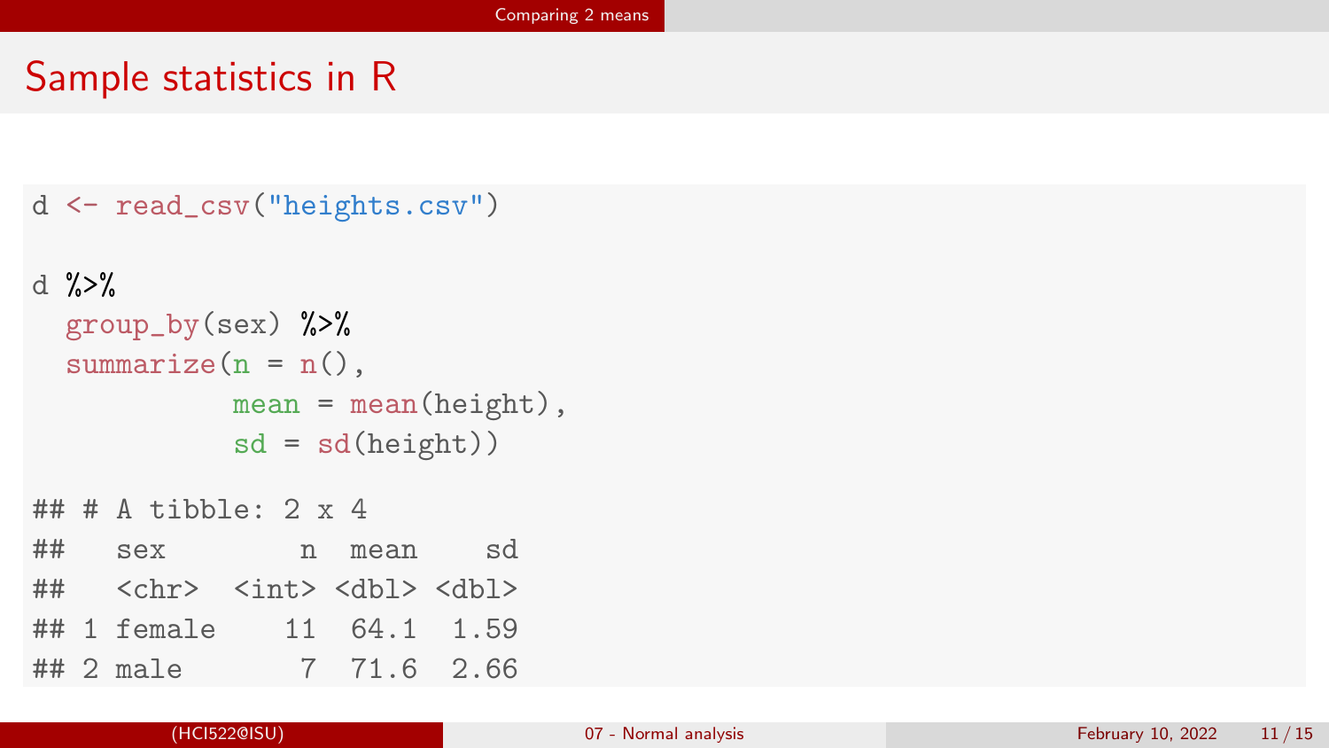# Sample statistics in R

```
d <- read_csv("heights.csv")

d %>%
  group_by(sex) %>%
  summarize(n = n(),
            mean = mean(height),
            sd = sd(height))
```

```
## # A tibble: 2 x 4
##   sex        n  mean    sd
##   <chr>  <int> <dbl> <dbl>
## 1 female    11  64.1  1.59
## 2 male       7  71.6  2.66
```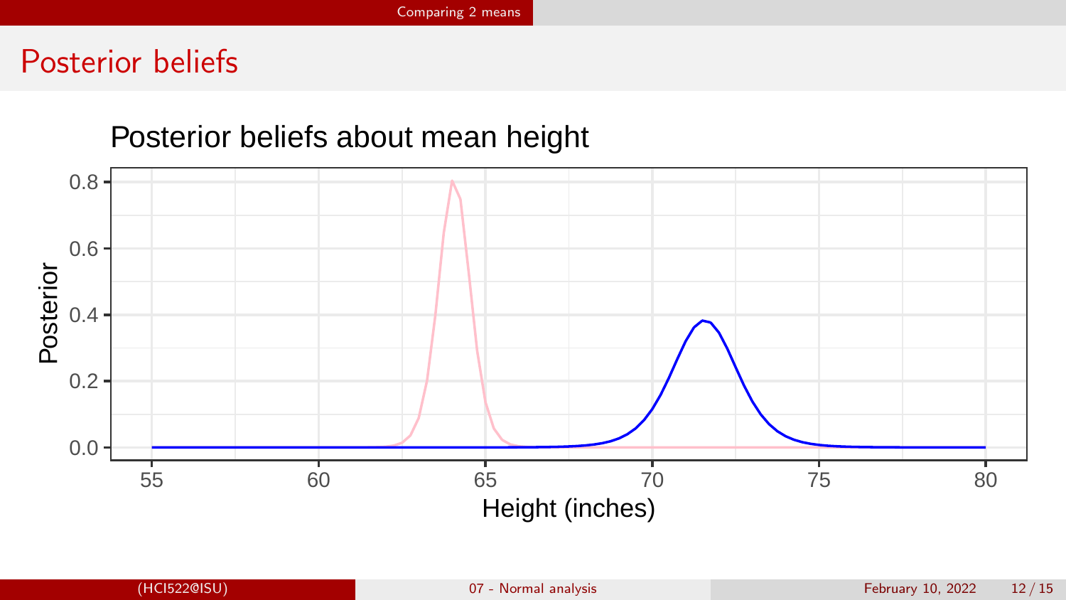# Posterior beliefs

Posterior beliefs about mean height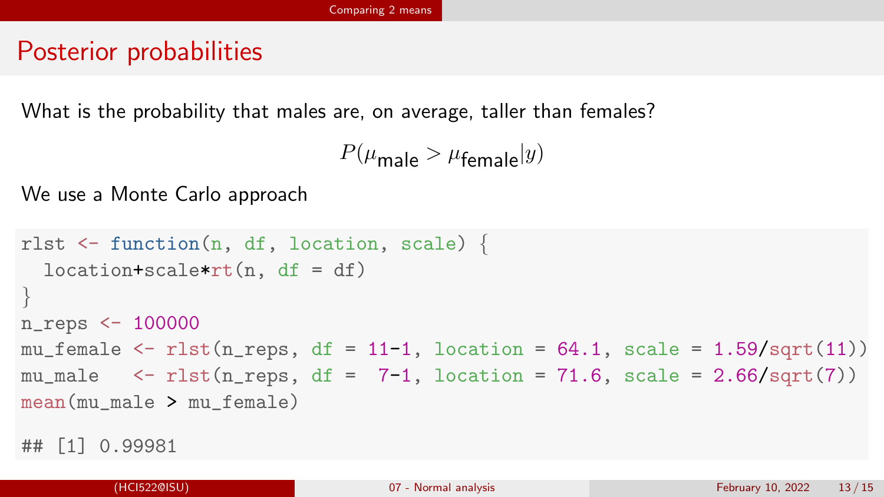# Posterior probabilities

What is the probability that males are, on average, taller than females?

$$P(\mu_{\text{male}} > \mu_{\text{female}}|y)$$

We use a Monte Carlo approach

```
rlst <- function(n, df, location, scale) {
  location+scale*rt(n, df = df)
}
n_reps <- 100000
mu_female <- rlst(n_reps, df = 11-1, location = 64.1, scale = 1.59/sqrt(11))
mu_male   <- rlst(n_reps, df =  7-1, location = 71.6, scale = 2.66/sqrt(7))
mean(mu_male > mu_female)

## [1] 0.99981
```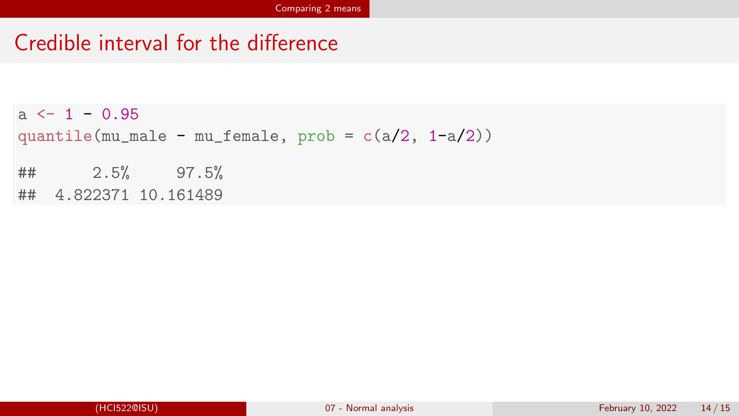# Credible interval for the difference

```
a <- 1 - 0.95
quantile(mu_male - mu_female, prob = c(a/2, 1-a/2))
```

```
##      2.5%     97.5%
##  4.822371 10.161489
```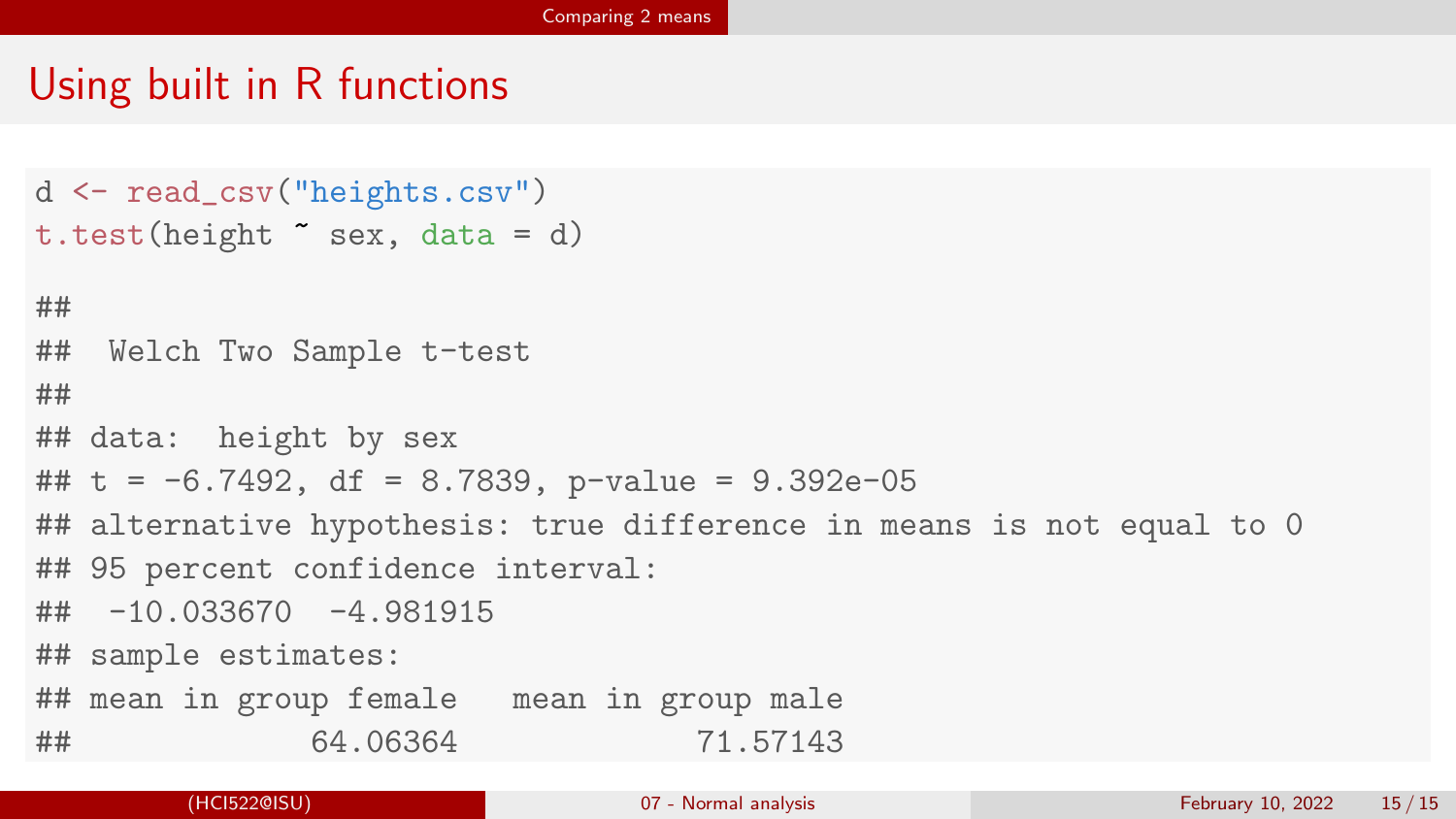# Using built in R functions

```
d <- read_csv("heights.csv")
t.test(height ~ sex, data = d)

##
##  Welch Two Sample t-test
##
## data:  height by sex
## t = -6.7492, df = 8.7839, p-value = 9.392e-05
## alternative hypothesis: true difference in means is not equal to 0
## 95 percent confidence interval:
##  -10.033670  -4.981915
## sample estimates:
## mean in group female   mean in group male
##             64.06364             71.57143
```